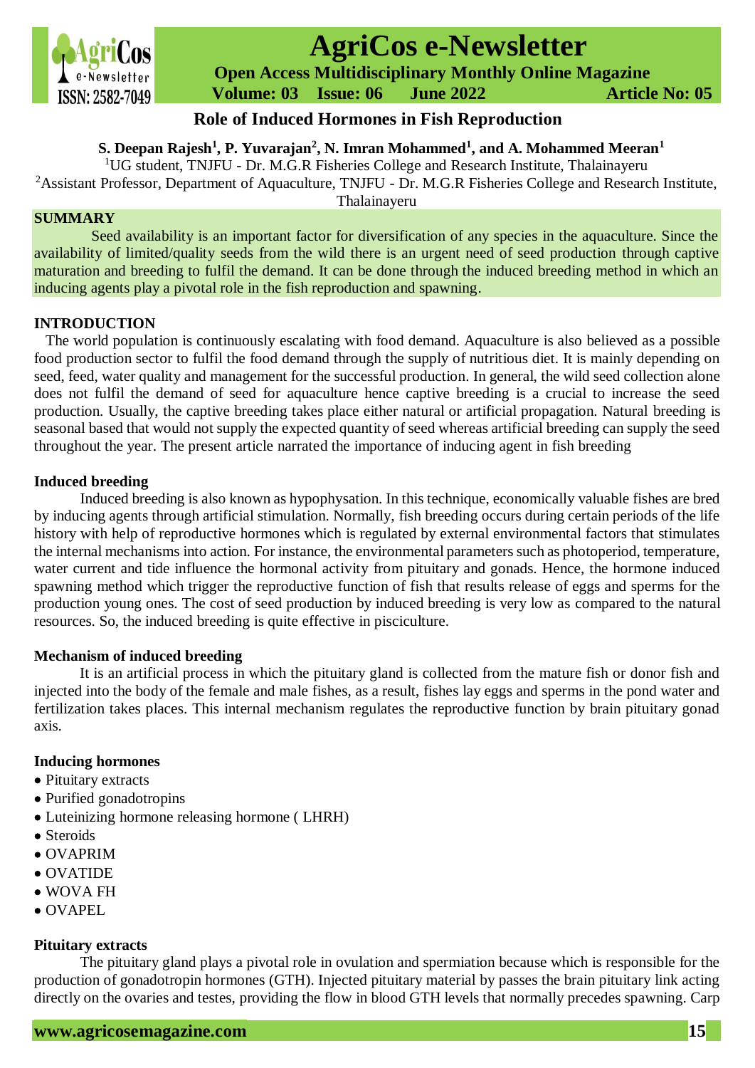# Role of Induced Hormones in Fish Reproduction

**S. Deepan Rajesh[1], P. Yuvarajan[2], N. Imran Mohammed[1], and A. Mohammed Meeran[1]**

[1]UG student, TNJFU - Dr. M.G.R Fisheries College and Research Institute, Thalainayeru

[2]Assistant Professor, Department of Aquaculture, TNJFU - Dr. M.G.R Fisheries College and Research Institute, Thalainayeru

## SUMMARY

Seed availability is an important factor for diversification of any species in the aquaculture. Since the availability of limited/quality seeds from the wild there is an urgent need of seed production through captive maturation and breeding to fulfil the demand. It can be done through the induced breeding method in which an inducing agents play a pivotal role in the fish reproduction and spawning.

## INTRODUCTION

The world population is continuously escalating with food demand. Aquaculture is also believed as a possible food production sector to fulfil the food demand through the supply of nutritious diet. It is mainly depending on seed, feed, water quality and management for the successful production. In general, the wild seed collection alone does not fulfil the demand of seed for aquaculture hence captive breeding is a crucial to increase the seed production. Usually, the captive breeding takes place either natural or artificial propagation. Natural breeding is seasonal based that would not supply the expected quantity of seed whereas artificial breeding can supply the seed throughout the year. The present article narrated the importance of inducing agent in fish breeding

### Induced breeding

Induced breeding is also known as hypophysation. In this technique, economically valuable fishes are bred by inducing agents through artificial stimulation. Normally, fish breeding occurs during certain periods of the life history with help of reproductive hormones which is regulated by external environmental factors that stimulates the internal mechanisms into action. For instance, the environmental parameters such as photoperiod, temperature, water current and tide influence the hormonal activity from pituitary and gonads. Hence, the hormone induced spawning method which trigger the reproductive function of fish that results release of eggs and sperms for the production young ones. The cost of seed production by induced breeding is very low as compared to the natural resources. So, the induced breeding is quite effective in pisciculture.

### Mechanism of induced breeding

It is an artificial process in which the pituitary gland is collected from the mature fish or donor fish and injected into the body of the female and male fishes, as a result, fishes lay eggs and sperms in the pond water and fertilization takes places. This internal mechanism regulates the reproductive function by brain pituitary gonad axis.

### Inducing hormones

- Pituitary extracts
- Purified gonadotropins
- Luteinizing hormone releasing hormone ( LHRH)
- Steroids
- OVAPRIM
- OVATIDE
- WOVA FH
- OVAPEL

### Pituitary extracts

The pituitary gland plays a pivotal role in ovulation and spermiation because which is responsible for the production of gonadotropin hormones (GTH). Injected pituitary material by passes the brain pituitary link acting directly on the ovaries and testes, providing the flow in blood GTH levels that normally precedes spawning. Carp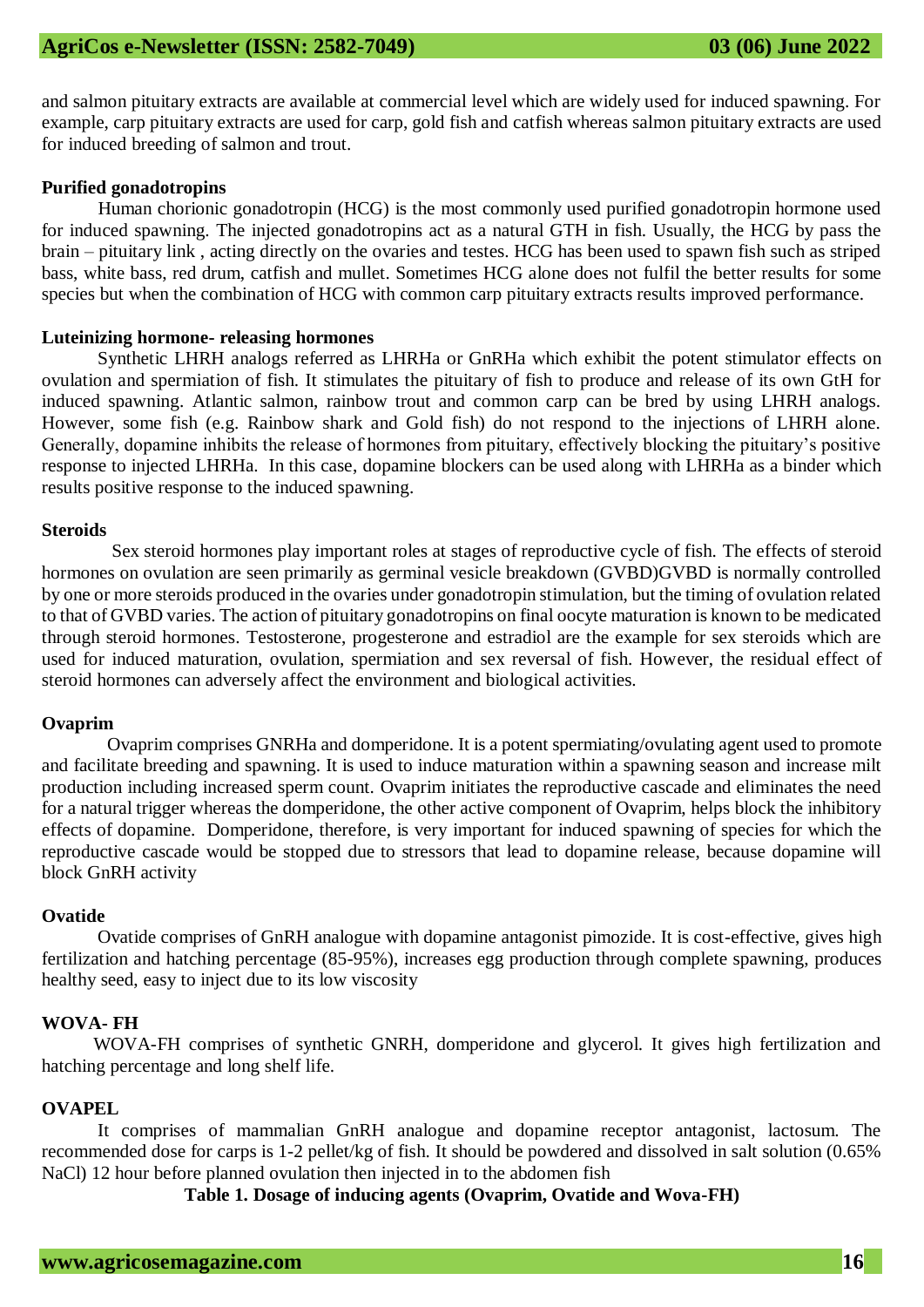and salmon pituitary extracts are available at commercial level which are widely used for induced spawning. For example, carp pituitary extracts are used for carp, gold fish and catfish whereas salmon pituitary extracts are used for induced breeding of salmon and trout.

**Purified gonadotropins**

Human chorionic gonadotropin (HCG) is the most commonly used purified gonadotropin hormone used for induced spawning. The injected gonadotropins act as a natural GTH in fish. Usually, the HCG by pass the brain – pituitary link , acting directly on the ovaries and testes. HCG has been used to spawn fish such as striped bass, white bass, red drum, catfish and mullet. Sometimes HCG alone does not fulfil the better results for some species but when the combination of HCG with common carp pituitary extracts results improved performance.

**Luteinizing hormone- releasing hormones**

Synthetic LHRH analogs referred as LHRHa or GnRHa which exhibit the potent stimulator effects on ovulation and spermiation of fish. It stimulates the pituitary of fish to produce and release of its own GtH for induced spawning. Atlantic salmon, rainbow trout and common carp can be bred by using LHRH analogs. However, some fish (e.g. Rainbow shark and Gold fish) do not respond to the injections of LHRH alone. Generally, dopamine inhibits the release of hormones from pituitary, effectively blocking the pituitary's positive response to injected LHRHa. In this case, dopamine blockers can be used along with LHRHa as a binder which results positive response to the induced spawning.

**Steroids**

Sex steroid hormones play important roles at stages of reproductive cycle of fish. The effects of steroid hormones on ovulation are seen primarily as germinal vesicle breakdown (GVBD)GVBD is normally controlled by one or more steroids produced in the ovaries under gonadotropin stimulation, but the timing of ovulation related to that of GVBD varies. The action of pituitary gonadotropins on final oocyte maturation is known to be medicated through steroid hormones. Testosterone, progesterone and estradiol are the example for sex steroids which are used for induced maturation, ovulation, spermiation and sex reversal of fish. However, the residual effect of steroid hormones can adversely affect the environment and biological activities.

**Ovaprim**

Ovaprim comprises GNRHa and domperidone. It is a potent spermiating/ovulating agent used to promote and facilitate breeding and spawning. It is used to induce maturation within a spawning season and increase milt production including increased sperm count. Ovaprim initiates the reproductive cascade and eliminates the need for a natural trigger whereas the domperidone, the other active component of Ovaprim, helps block the inhibitory effects of dopamine. Domperidone, therefore, is very important for induced spawning of species for which the reproductive cascade would be stopped due to stressors that lead to dopamine release, because dopamine will block GnRH activity

**Ovatide**

Ovatide comprises of GnRH analogue with dopamine antagonist pimozide. It is cost-effective, gives high fertilization and hatching percentage (85-95%), increases egg production through complete spawning, produces healthy seed, easy to inject due to its low viscosity

**WOVA- FH**

WOVA-FH comprises of synthetic GNRH, domperidone and glycerol. It gives high fertilization and hatching percentage and long shelf life.

**OVAPEL**

It comprises of mammalian GnRH analogue and dopamine receptor antagonist, lactosum. The recommended dose for carps is 1-2 pellet/kg of fish. It should be powdered and dissolved in salt solution (0.65% NaCl) 12 hour before planned ovulation then injected in to the abdomen fish

**Table 1. Dosage of inducing agents (Ovaprim, Ovatide and Wova-FH)**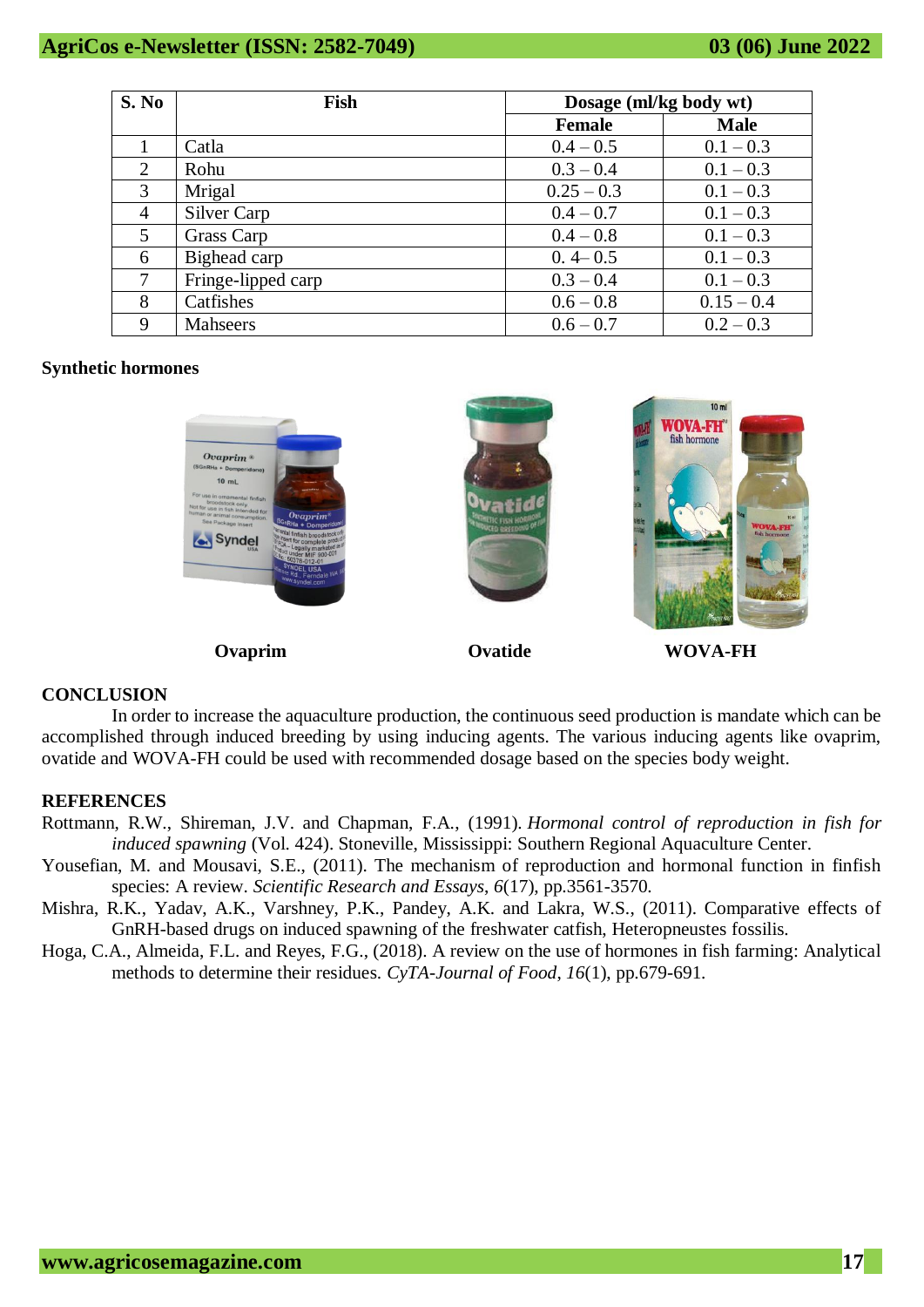| S. No | Fish | Dosage (ml/kg body wt) | |
|---|---|---|---|
| | | Female | Male |
| 1 | Catla | 0.4 – 0.5 | 0.1 – 0.3 |
| 2 | Rohu | 0.3 – 0.4 | 0.1 – 0.3 |
| 3 | Mrigal | 0.25 – 0.3 | 0.1 – 0.3 |
| 4 | Silver Carp | 0.4 – 0.7 | 0.1 – 0.3 |
| 5 | Grass Carp | 0.4 – 0.8 | 0.1 – 0.3 |
| 6 | Bighead carp | 0. 4– 0.5 | 0.1 – 0.3 |
| 7 | Fringe-lipped carp | 0.3 – 0.4 | 0.1 – 0.3 |
| 8 | Catfishes | 0.6 – 0.8 | 0.15 – 0.4 |
| 9 | Mahseers | 0.6 – 0.7 | 0.2 – 0.3 |

**Synthetic hormones**

**Ovaprim** **Ovatide** **WOVA-FH**

## CONCLUSION

In order to increase the aquaculture production, the continuous seed production is mandate which can be accomplished through induced breeding by using inducing agents. The various inducing agents like ovaprim, ovatide and WOVA-FH could be used with recommended dosage based on the species body weight.

## REFERENCES

Rottmann, R.W., Shireman, J.V. and Chapman, F.A., (1991). *Hormonal control of reproduction in fish for induced spawning* (Vol. 424). Stoneville, Mississippi: Southern Regional Aquaculture Center.

Yousefian, M. and Mousavi, S.E., (2011). The mechanism of reproduction and hormonal function in finfish species: A review. *Scientific Research and Essays*, *6*(17), pp.3561-3570.

Mishra, R.K., Yadav, A.K., Varshney, P.K., Pandey, A.K. and Lakra, W.S., (2011). Comparative effects of GnRH-based drugs on induced spawning of the freshwater catfish, Heteropneustes fossilis.

Hoga, C.A., Almeida, F.L. and Reyes, F.G., (2018). A review on the use of hormones in fish farming: Analytical methods to determine their residues. *CyTA-Journal of Food*, *16*(1), pp.679-691.